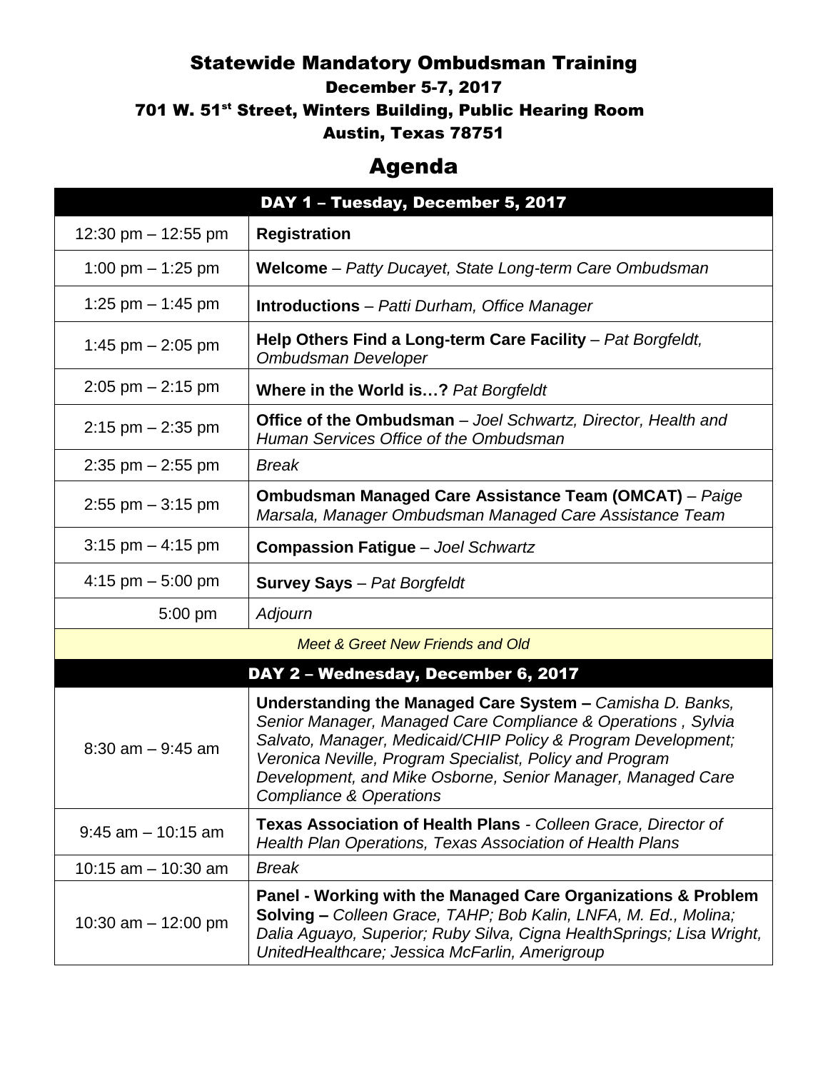# Statewide Mandatory Ombudsman Training

## December 5-7, 2017

## 701 W. 51st Street, Winters Building, Public Hearing Room

## Austin, Texas 78751

# Agenda

| DAY 1 – Tuesday, December 5, 2017 | |
|---|---|
| 12:30 pm – 12:55 pm | **Registration** |
| 1:00 pm – 1:25 pm | **Welcome** – *Patty Ducayet, State Long-term Care Ombudsman* |
| 1:25 pm – 1:45 pm | **Introductions** – *Patti Durham, Office Manager* |
| 1:45 pm – 2:05 pm | **Help Others Find a Long-term Care Facility** – *Pat Borgfeldt, Ombudsman Developer* |
| 2:05 pm – 2:15 pm | **Where in the World is…?** *Pat Borgfeldt* |
| 2:15 pm – 2:35 pm | **Office of the Ombudsman** – *Joel Schwartz, Director, Health and Human Services Office of the Ombudsman* |
| 2:35 pm – 2:55 pm | *Break* |
| 2:55 pm – 3:15 pm | **Ombudsman Managed Care Assistance Team (OMCAT)** – *Paige Marsala, Manager Ombudsman Managed Care Assistance Team* |
| 3:15 pm – 4:15 pm | **Compassion Fatigue** – *Joel Schwartz* |
| 4:15 pm – 5:00 pm | **Survey Says** – *Pat Borgfeldt* |
| 5:00 pm | *Adjourn* |
| *Meet & Greet New Friends and Old* | |
| **DAY 2 – Wednesday, December 6, 2017** | |
| 8:30 am – 9:45 am | **Understanding the Managed Care System –** *Camisha D. Banks, Senior Manager, Managed Care Compliance & Operations , Sylvia Salvato, Manager, Medicaid/CHIP Policy & Program Development; Veronica Neville, Program Specialist, Policy and Program Development, and Mike Osborne, Senior Manager, Managed Care Compliance & Operations* |
| 9:45 am – 10:15 am | **Texas Association of Health Plans** - *Colleen Grace, Director of Health Plan Operations, Texas Association of Health Plans* |
| 10:15 am – 10:30 am | *Break* |
| 10:30 am – 12:00 pm | **Panel - Working with the Managed Care Organizations & Problem Solving –** *Colleen Grace, TAHP; Bob Kalin, LNFA, M. Ed., Molina; Dalia Aguayo, Superior; Ruby Silva, Cigna HealthSprings; Lisa Wright, UnitedHealthcare; Jessica McFarlin, Amerigroup* |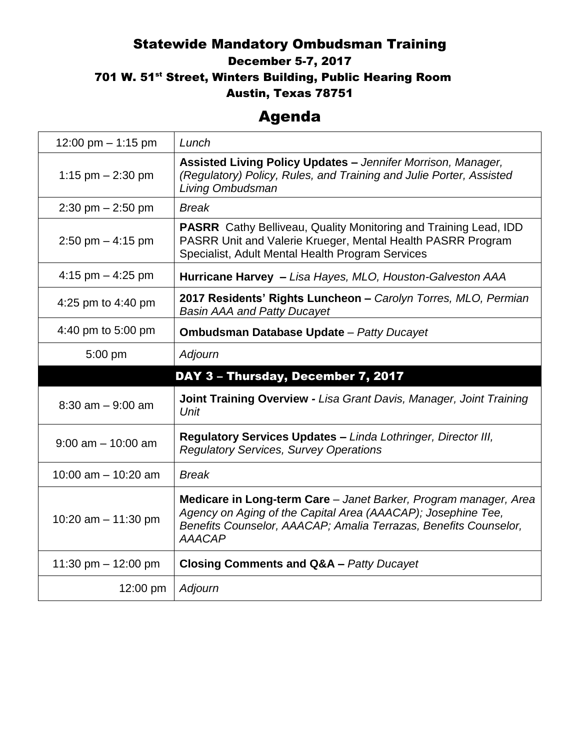# Statewide Mandatory Ombudsman Training

### December 5-7, 2017

### 701 W. 51st Street, Winters Building, Public Hearing Room

### Austin, Texas 78751

## Agenda

| | |
|---|---|
| 12:00 pm – 1:15 pm | *Lunch* |
| 1:15 pm – 2:30 pm | **Assisted Living Policy Updates –** *Jennifer Morrison, Manager, (Regulatory) Policy, Rules, and Training and Julie Porter, Assisted Living Ombudsman* |
| 2:30 pm – 2:50 pm | *Break* |
| 2:50 pm – 4:15 pm | **PASRR** Cathy Belliveau, Quality Monitoring and Training Lead, IDD PASRR Unit and Valerie Krueger, Mental Health PASRR Program Specialist, Adult Mental Health Program Services |
| 4:15 pm – 4:25 pm | **Hurricane Harvey –** *Lisa Hayes, MLO, Houston-Galveston AAA* |
| 4:25 pm to 4:40 pm | **2017 Residents' Rights Luncheon –** *Carolyn Torres, MLO, Permian Basin AAA and Patty Ducayet* |
| 4:40 pm to 5:00 pm | **Ombudsman Database Update** – *Patty Ducayet* |
| 5:00 pm | *Adjourn* |
| **DAY 3 – Thursday, December 7, 2017** | |
| 8:30 am – 9:00 am | **Joint Training Overview -** *Lisa Grant Davis, Manager, Joint Training Unit* |
| 9:00 am – 10:00 am | **Regulatory Services Updates –** *Linda Lothringer, Director III, Regulatory Services, Survey Operations* |
| 10:00 am – 10:20 am | *Break* |
| 10:20 am – 11:30 pm | **Medicare in Long-term Care** – *Janet Barker, Program manager, Area Agency on Aging of the Capital Area (AAACAP); Josephine Tee, Benefits Counselor, AAACAP; Amalia Terrazas, Benefits Counselor, AAACAP* |
| 11:30 pm – 12:00 pm | **Closing Comments and Q&A –** *Patty Ducayet* |
| 12:00 pm | *Adjourn* |